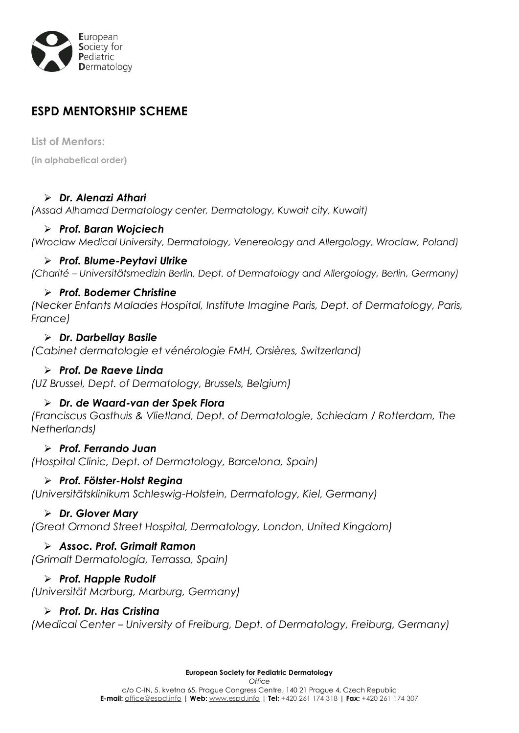European
Society for
Pediatric
Dermatology

## ESPD MENTORSHIP SCHEME

**List of Mentors:**

**(in alphabetical order)**

- ***Dr. Alenazi Athari***

*(Assad Alhamad Dermatology center, Dermatology, Kuwait city, Kuwait)*

- ***Prof. Baran Wojciech***

*(Wroclaw Medical University, Dermatology, Venereology and Allergology, Wroclaw, Poland)*

- ***Prof. Blume-Peytavi Ulrike***

*(Charité – Universitätsmedizin Berlin, Dept. of Dermatology and Allergology, Berlin, Germany)*

- ***Prof. Bodemer Christine***

*(Necker Enfants Malades Hospital, Institute Imagine Paris, Dept. of Dermatology, Paris, France)*

- ***Dr. Darbellay Basile***

*(Cabinet dermatologie et vénérologie FMH, Orsières, Switzerland)*

- ***Prof. De Raeve Linda***

*(UZ Brussel, Dept. of Dermatology, Brussels, Belgium)*

- ***Dr. de Waard-van der Spek Flora***

*(Franciscus Gasthuis & Vlietland, Dept. of Dermatologie, Schiedam / Rotterdam, The Netherlands)*

- ***Prof. Ferrando Juan***

*(Hospital Clinic, Dept. of Dermatology, Barcelona, Spain)*

- ***Prof. Fölster-Holst Regina***

*(Universitätsklinikum Schleswig-Holstein, Dermatology, Kiel, Germany)*

- ***Dr. Glover Mary***

*(Great Ormond Street Hospital, Dermatology, London, United Kingdom)*

- ***Assoc. Prof. Grimalt Ramon***

*(Grimalt Dermatología, Terrassa, Spain)*

- ***Prof. Happle Rudolf***

*(Universität Marburg, Marburg, Germany)*

- ***Prof. Dr. Has Cristina***

*(Medical Center – University of Freiburg, Dept. of Dermatology, Freiburg, Germany)*

**European Society for Pediatric Dermatology**
*Office*
c/o C-IN, 5. kvetna 65, Prague Congress Centre, 140 21 Prague 4, Czech Republic
**E-mail:** office@espd.info | **Web:** www.espd.info | **Tel:** +420 261 174 318 | **Fax:** +420 261 174 307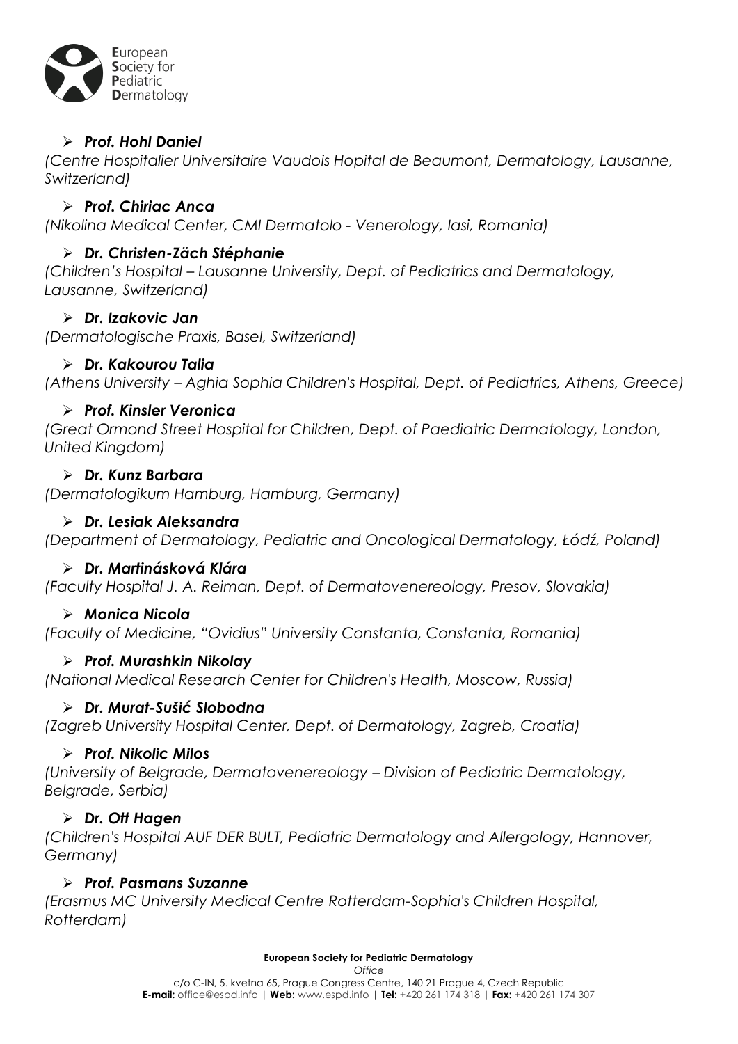- ***Prof. Hohl Daniel***

*(Centre Hospitalier Universitaire Vaudois Hopital de Beaumont, Dermatology, Lausanne, Switzerland)*

- ***Prof. Chiriac Anca***

*(Nikolina Medical Center, CMI Dermatolo - Venerology, Iasi, Romania)*

- ***Dr. Christen-Zäch Stéphanie***

*(Children's Hospital – Lausanne University, Dept. of Pediatrics and Dermatology, Lausanne, Switzerland)*

- ***Dr. Izakovic Jan***

*(Dermatologische Praxis, Basel, Switzerland)*

- ***Dr. Kakourou Talia***

*(Athens University – Aghia Sophia Children's Hospital, Dept. of Pediatrics, Athens, Greece)*

- ***Prof. Kinsler Veronica***

*(Great Ormond Street Hospital for Children, Dept. of Paediatric Dermatology, London, United Kingdom)*

- ***Dr. Kunz Barbara***

*(Dermatologikum Hamburg, Hamburg, Germany)*

- ***Dr. Lesiak Aleksandra***

*(Department of Dermatology, Pediatric and Oncological Dermatology, Łódź, Poland)*

- ***Dr. Martinásková Klára***

*(Faculty Hospital J. A. Reiman, Dept. of Dermatovenereology, Presov, Slovakia)*

- ***Monica Nicola***

*(Faculty of Medicine, "Ovidius" University Constanta, Constanta, Romania)*

- ***Prof. Murashkin Nikolay***

*(National Medical Research Center for Children's Health, Moscow, Russia)*

- ***Dr. Murat-Sušić Slobodna***

*(Zagreb University Hospital Center, Dept. of Dermatology, Zagreb, Croatia)*

- ***Prof. Nikolic Milos***

*(University of Belgrade, Dermatovenereology – Division of Pediatric Dermatology, Belgrade, Serbia)*

- ***Dr. Ott Hagen***

*(Children's Hospital AUF DER BULT, Pediatric Dermatology and Allergology, Hannover, Germany)*

- ***Prof. Pasmans Suzanne***

*(Erasmus MC University Medical Centre Rotterdam-Sophia's Children Hospital, Rotterdam)*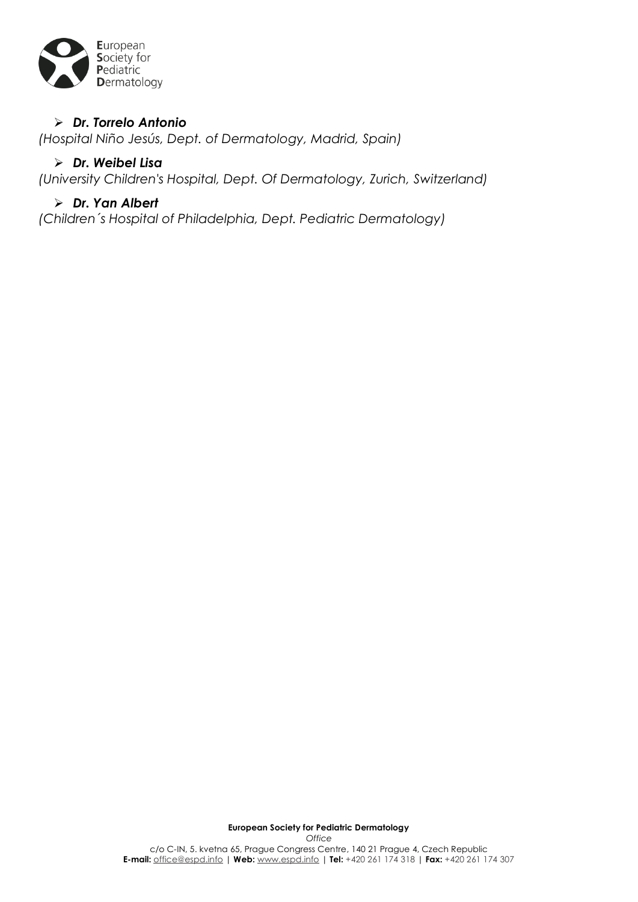- ***Dr. Torrelo Antonio***

*(Hospital Niño Jesús, Dept. of Dermatology, Madrid, Spain)*

- ***Dr. Weibel Lisa***

*(University Children's Hospital, Dept. Of Dermatology, Zurich, Switzerland)*

- ***Dr. Yan Albert***

*(Children´s Hospital of Philadelphia, Dept. Pediatric Dermatology)*